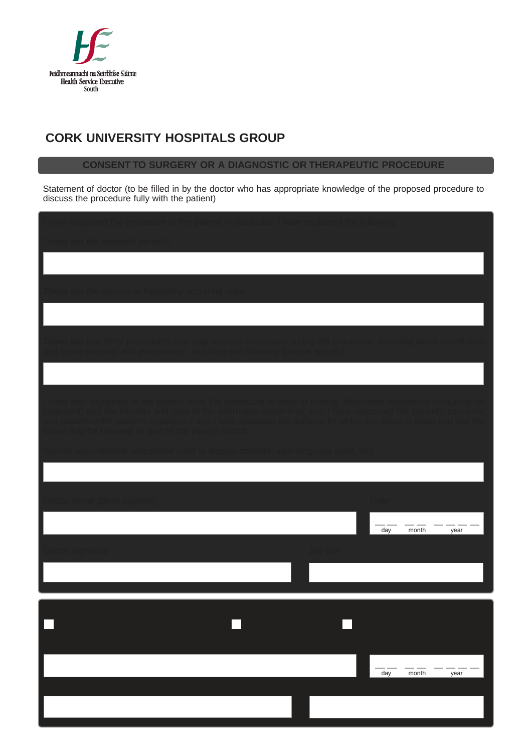Feidhmeannacht na Seirbhíse Sláinte
Health Service Executive
South

# CORK UNIVERSITY HOSPITALS GROUP

## CONSENT TO SURGERY OR A DIAGNOSTIC OR THERAPEUTIC PROCEDURE

Statement of doctor (to be filled in by the doctor who has appropriate knowledge of the proposed procedure to discuss the procedure fully with the patient)

I have explained the procedure to the patient. In particular, I have explained the following.

These are the intended benefits:

These are the serious or frequently occurring risks:

These are any other procedures that may become necessary during the procedure, including blood transfusion and tissue removal and examination, including the following (please specify):

I have also explained to the patient what the procedure is likely to involve, alternative treatments (including no treatment) and the benefits and risks of the alternative treatments, and I have discussed the patient's concerns and answered the patient's questions if any. I have explained the purpose for which any tissue is taken and that the tissue may be retained as part of the patient record.

Special requirements (interpreter used to explain consent, sign language used, etc)

Doctor name (block capitals)

Date

__ __ &nbsp; __ __ &nbsp; __ __ __ __
day &nbsp; month &nbsp; year

Doctor signature

Job title

__ __ &nbsp; __ __ &nbsp; __ __ __ __
day &nbsp; month &nbsp; year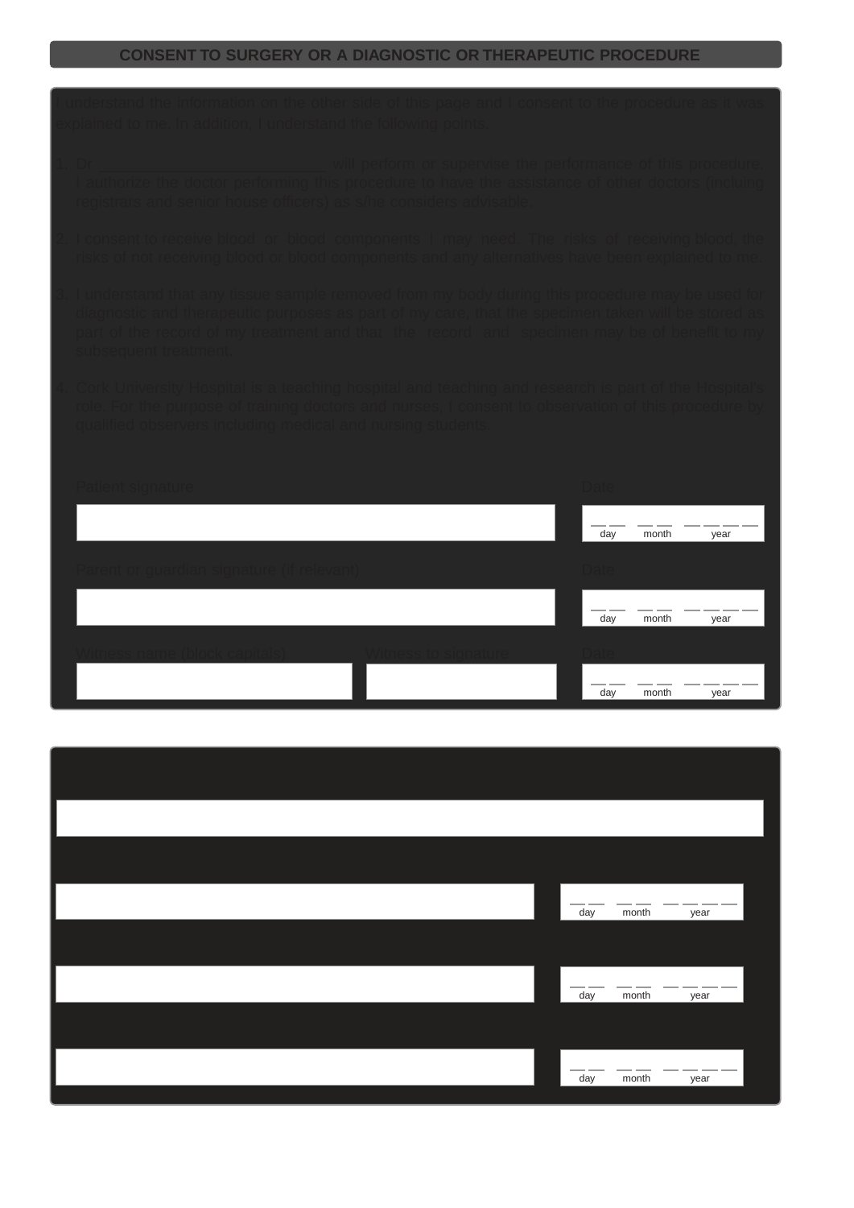## CONSENT TO SURGERY OR A DIAGNOSTIC OR THERAPEUTIC PROCEDURE

I understand the information on the other side of this page and I consent to the procedure as it was explained to me. In addition, I understand the following points.

1. Dr \_\_\_\_\_\_\_\_\_\_\_\_\_\_\_\_\_\_\_\_\_\_\_\_\_\_ will perform or supervise the performance of this procedure. I authorize the doctor performing this procedure to have the assistance of other doctors (including registrars and senior house officers) as s/he considers advisable.

2. I consent to receive blood or blood components I may need. The risks of receiving blood, the risks of not receiving blood or blood components and any alternatives have been explained to me.

3. I understand that any tissue sample removed from my body during this procedure may be used for diagnostic and therapeutic purposes as part of my care, that the specimen taken will be stored as part of the record of my treatment and that the record and specimen may be of benefit to my subsequent treatment.

4. Cork University Hospital is a teaching hospital and teaching and research is part of the Hospital's role. For the purpose of training doctors and nurses, I consent to observation of this procedure by qualified observers including medical and nursing students.

Patient signature

Date: __ __ (day) __ __ (month) __ __ __ __ (year)

Parent or guardian signature (if relevant)

Date: __ __ (day) __ __ (month) __ __ __ __ (year)

Witness name (block capitals)

Witness to signature

Date: __ __ (day) __ __ (month) __ __ __ __ (year)

Date: __ __ (day) __ __ (month) __ __ __ __ (year)

Date: __ __ (day) __ __ (month) __ __ __ __ (year)

Date: __ __ (day) __ __ (month) __ __ __ __ (year)